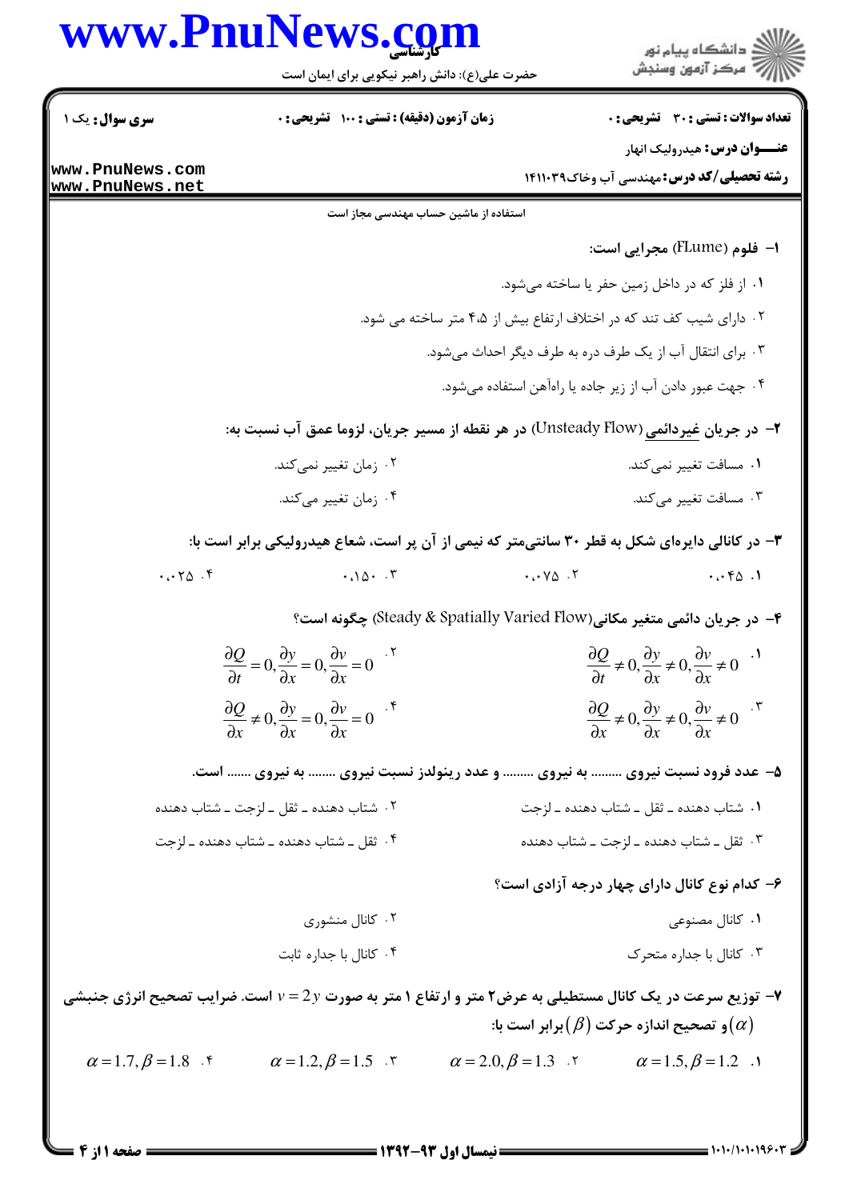کارشناسی

حضرت علی(ع): دانش راهبر نیکویی برای ایمان است

دانشگاه پیام نور
مرکز آزمون وسنجش

**تعداد سوالات : تستی : ۳۰ تشریحی : ۰** | **زمان آزمون (دقیقه) : تستی : ۱۰۰ تشریحی : ۰** | **سری سوال :** یک ۱

**عنــوان درس:** هیدرولیک انهار

**رشته تحصیلی/کد درس:** مهندسی آب وخاک۱۴۱۱۰۳۹

استفاده از ماشین حساب مهندسی مجاز است

**۱- فلوم (FLume) مجرایی است:**

۱. از فلز که در داخل زمین حفر یا ساخته می‌شود.

۲. دارای شیب کف تند که در اختلاف ارتفاع بیش از ۴،۵ متر ساخته می شود.

۳. برای انتقال آب از یک طرف دره به طرف دیگر احداث می‌شود.

۴. جهت عبور دادن آب از زیر جاده یا راه‌آهن استفاده می‌شود.

**۲- در جریان غیردائمی (Unsteady Flow) در هر نقطه از مسیر جریان، لزوما عمق آب نسبت به:**

۱. مسافت تغییر نمی‌کند.

۲. زمان تغییر نمی‌کند.

۳. مسافت تغییر می‌کند.

۴. زمان تغییر می‌کند.

**۳- در کانالی دایره‌ای شکل به قطر ۳۰ سانتی‌متر که نیمی از آن پر است، شعاع هیدرولیکی برابر است با:**

۱. ۰،۰۴۵

۲. ۰،۰۷۵

۳. ۰،۱۵۰

۴. ۰،۰۲۵

**۴- در جریان دائمی متغیر مکانی(Steady & Spatially Varied Flow) چگونه است؟**

۱. $\frac{\partial Q}{\partial t} \neq 0, \frac{\partial y}{\partial x} \neq 0, \frac{\partial v}{\partial x} \neq 0$

۲. $\frac{\partial Q}{\partial t} = 0, \frac{\partial y}{\partial x} = 0, \frac{\partial v}{\partial x} = 0$

۳. $\frac{\partial Q}{\partial x} \neq 0, \frac{\partial y}{\partial x} \neq 0, \frac{\partial v}{\partial x} \neq 0$

۴. $\frac{\partial Q}{\partial x} \neq 0, \frac{\partial y}{\partial x} = 0, \frac{\partial v}{\partial x} = 0$

**۵- عدد فرود نسبت نیروی ........ به نیروی ......... و عدد رینولدز نسبت نیروی ........ به نیروی ....... است.**

۱. شتاب دهنده ـ ثقل ـ شتاب دهنده ـ لزجت

۲. شتاب دهنده ـ ثقل ـ لزجت ـ شتاب دهنده

۳. ثقل ـ شتاب دهنده ـ لزجت ـ شتاب دهنده

۴. ثقل ـ شتاب دهنده ـ شتاب دهنده ـ لزجت

**۶- کدام نوع کانال دارای چهار درجه آزادی است؟**

۱. کانال مصنوعی

۲. کانال منشوری

۳. کانال با جداره متحرک

۴. کانال با جداره ثابت

**۷- توزیع سرعت در یک کانال مستطیلی به عرض۲ متر و ارتفاع ۱ متر به صورت $v = 2y$ است. ضرایب تصحیح انرژی جنبشی $(\alpha)$ و تصحیح اندازه حرکت $(\beta)$ برابر است با:**

۱. $\alpha = 1.5, \beta = 1.2$

۲. $\alpha = 2.0, \beta = 1.3$

۳. $\alpha = 1.2, \beta = 1.5$

۴. $\alpha = 1.7, \beta = 1.8$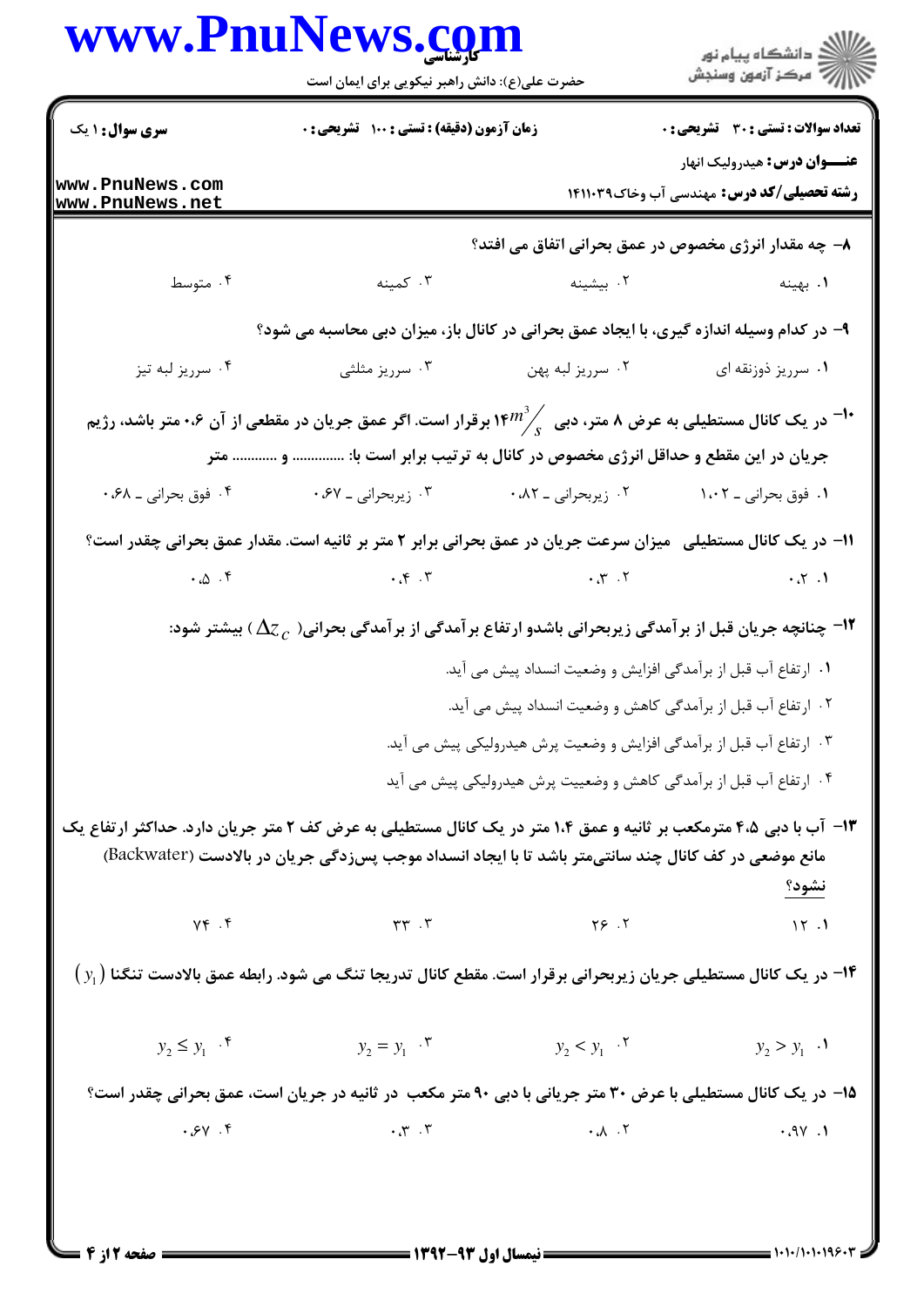**سری سوال:** ۱ یک

**زمان آزمون (دقیقه) : تستی : ۱۰۰ تشریحی : ۰**

**تعداد سوالات : تستی : ۳۰ تشریحی : ۰**

**عنـــوان درس:** هیدرولیک انهار

**رشته تحصیلی/کد درس:** مهندسی آب وخاک۱۴۱۱۰۳۹

۸- چه مقدار انرژی مخصوص در عمق بحرانی اتفاق می افتد؟

۱. بهینه
۲. بیشینه
۳. کمینه
۴. متوسط

۹- در کدام وسیله اندازه گیری، با ایجاد عمق بحرانی در کانال باز، میزان دبی محاسبه می شود؟

۱. سرریز ذوزنقه ای
۲. سرریز لبه پهن
۳. سرریز مثلثی
۴. سرریز لبه تیز

۱۰- در یک کانال مستطیلی به عرض ۸ متر، دبی $14 m^3/s$ برقرار است. اگر عمق جریان در مقطعی از آن ۰.۶ متر باشد، رژیم جریان در این مقطع و حداقل انرژی مخصوص در کانال به ترتیب برابر است با: ............. و ............ متر

۱. فوق بحرانی ـ ۱.۰۲
۲. زیربحرانی ـ ۰.۸۲
۳. زیربحرانی ـ ۰.۶۷
۴. فوق بحرانی ـ ۰.۶۸

۱۱- در یک کانال مستطیلی میزان سرعت جریان در عمق بحرانی برابر ۲ متر بر ثانیه است. مقدار عمق بحرانی چقدر است؟

۱. ۰.۲
۲. ۰.۳
۳. ۰.۴
۴. ۰.۵

۱۲- چنانچه جریان قبل از برآمدگی زیربحرانی باشدو ارتفاع برآمدگی از برآمدگی بحرانی( $\Delta z_c$ ) بیشتر شود:

۱. ارتفاع آب قبل از برآمدگی افزایش و وضعیت انسداد پیش می آید.
۲. ارتفاع آب قبل از برآمدگی کاهش و وضعیت انسداد پیش می آید.
۳. ارتفاع آب قبل از برآمدگی افزایش و وضعیت پرش هیدرولیکی پیش می آید.
۴. ارتفاع آب قبل از برآمدگی کاهش و وضعییت پرش هیدرولیکی پیش می آید

۱۳- آب با دبی ۴.۵ مترمکعب بر ثانیه و عمق ۱.۴ متر در یک کانال مستطیلی به عرض کف ۲ متر جریان دارد. حداکثر ارتفاع یک مانع موضعی در کف کانال چند سانتی‌متر باشد تا با ایجاد انسداد موجب پس‌زدگی جریان در بالادست (Backwater) نشود؟

۱. ۱۲
۲. ۲۶
۳. ۳۳
۴. ۷۴

۱۴- در یک کانال مستطیلی جریان زیربحرانی برقرار است. مقطع کانال تدریجا تنگ می شود. رابطه عمق بالادست تنگنا $(y_1)$

۱. $y_2 > y_1$
۲. $y_2 < y_1$
۳. $y_2 = y_1$
۴. $y_2 \leq y_1$

۱۵- در یک کانال مستطیلی با عرض ۳۰ متر جریانی با دبی ۹۰ متر مکعب در ثانیه در جریان است، عمق بحرانی چقدر است؟

۱. ۰.۹۷
۲. ۰.۸
۳. ۰.۳
۴. ۰.۶۷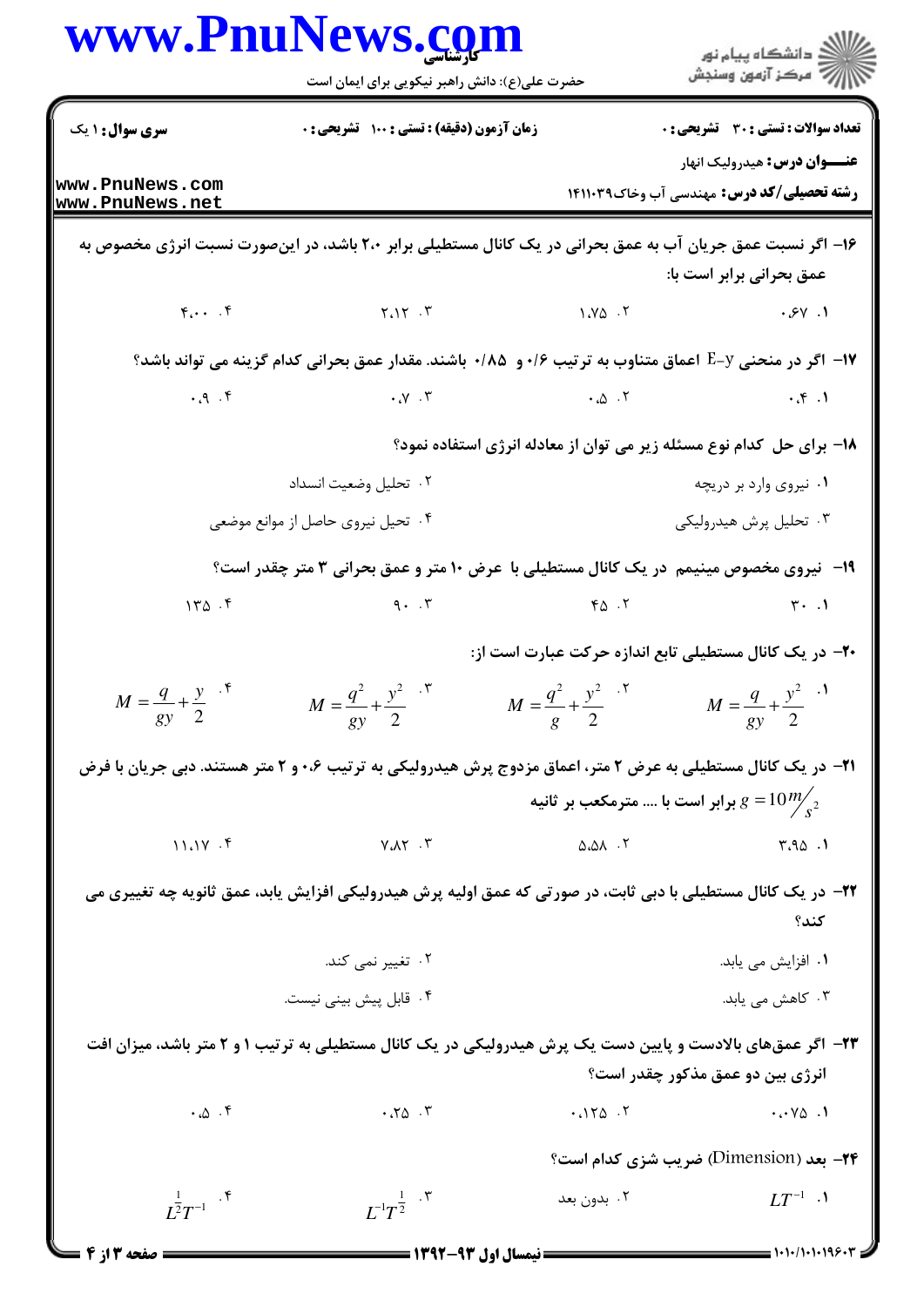**سری سوال:** ۱ یک | **زمان آزمون (دقیقه) : تستی :** ۱۰۰ **تشریحی :** ۰ | **تعداد سوالات : تستی :** ۳۰ **تشریحی :** ۰

**عنـــوان درس:** هیدرولیک انهار

**رشته تحصیلی/کد درس:** مهندسی آب وخاک۱۴۱۱۰۳۹

۱۶- اگر نسبت عمق جریان آب به عمق بحرانی در یک کانال مستطیلی برابر ۲،۰ باشد، در این‌صورت نسبت انرژی مخصوص به عمق بحرانی برابر است با:

۱. ۰،۶۷
۲. ۱،۷۵
۳. ۲،۱۲
۴. ۴،۰۰

۱۷- اگر در منحنی E-y اعماق متناوب به ترتیب ۰/۶ و ۰/۸۵ باشند. مقدار عمق بحرانی کدام گزینه می تواند باشد؟

۱. ۰،۴
۲. ۰،۵
۳. ۰،۷
۴. ۰،۹

۱۸- برای حل کدام نوع مسئله زیر می توان از معادله انرژی استفاده نمود؟

۱. نیروی وارد بر دریچه
۲. تحلیل وضعیت انسداد
۳. تحلیل پرش هیدرولیکی
۴. تحیل نیروی حاصل از موانع موضعی

۱۹- نیروی مخصوص مینیمم در یک کانال مستطیلی با عرض ۱۰ متر و عمق بحرانی ۳ متر چقدر است؟

۱. ۳۰
۲. ۴۵
۳. ۹۰
۴. ۱۳۵

۲۰- در یک کانال مستطیلی تابع اندازه حرکت عبارت است از:

۱. $M=\frac{q}{gy}+\frac{y^2}{2}$
۲. $M=\frac{q^2}{g}+\frac{y^2}{2}$
۳. $M=\frac{q^2}{gy}+\frac{y^2}{2}$
۴. $M=\frac{q}{gy}+\frac{y}{2}$

۲۱- در یک کانال مستطیلی به عرض ۲ متر، اعماق مزدوج پرش هیدرولیکی به ترتیب ۰،۶ و ۲ متر هستند. دبی جریان با فرض $g=10\,m/s^2$ برابر است با .... مترمکعب بر ثانیه

۱. ۳،۹۵
۲. ۵،۵۸
۳. ۷،۸۲
۴. ۱۱،۱۷

۲۲- در یک کانال مستطیلی با دبی ثابت، در صورتی که عمق اولیه پرش هیدرولیکی افزایش یابد، عمق ثانویه چه تغییری می کند؟

۱. افزایش می یابد.
۲. تغییر نمی کند.
۳. کاهش می یابد.
۴. قابل پیش بینی نیست.

۲۳- اگر عمق‌های بالادست و پایین دست یک پرش هیدرولیکی در یک کانال مستطیلی به ترتیب ۱ و ۲ متر باشد، میزان افت انرژی بین دو عمق مذکور چقدر است؟

۱. ۰،۰۷۵
۲. ۰،۱۲۵
۳. ۰،۲۵
۴. ۰،۵

۲۴- بعد (Dimension) ضریب شزی کدام است؟

۱. $LT^{-1}$
۲. بدون بعد
۳. $L^{-1}T^{\frac{1}{2}}$
۴. $L^{\frac{1}{2}}T^{-1}$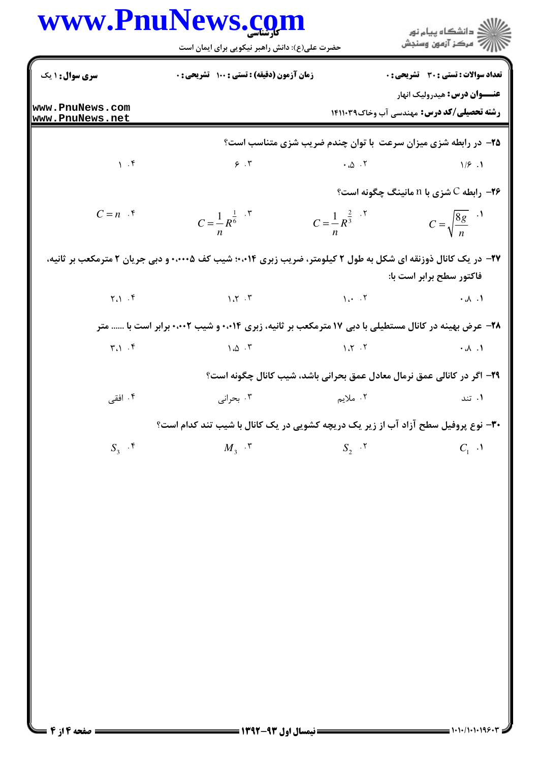**سری سوال:** ۱ یک

**زمان آزمون (دقیقه) : تستی : ۱۰۰ تشریحی : ۰**

**تعداد سوالات : تستی : ۳۰ تشریحی : ۰**

**عنـــوان درس:** هیدرولیک انهار

**رشته تحصیلی/کد درس:** مهندسی آب وخاک۱۴۱۱۰۳۹

۲۵- در رابطه شزی میزان سرعت با توان چندم ضریب شزی متناسب است؟

۱. ۱/۶
۲. ۰.۵
۳. ۶
۴. ۱

۲۶- رابطه C شزی با n مانینگ چگونه است؟

۱. $C = \sqrt{\frac{8g}{n}}$
۲. $C = \frac{1}{n} R^{\frac{2}{3}}$
۳. $C = \frac{1}{n} R^{\frac{1}{6}}$
۴. $C = n$

۲۷- در یک کانال ذوزنقه ای شکل به طول ۲ کیلومتر، ضریب زبری ۰،۰۱۴؛ شیب کف ۰،۰۰۰۵ و دبی جریان ۲ مترمکعب بر ثانیه، فاکتور سطح برابر است با:

۱. ۰.۸
۲. ۱.۰
۳. ۱.۲
۴. ۲.۱

۲۸- عرض بهینه در کانال مستطیلی با دبی ۱۷ مترمکعب بر ثانیه، زبری ۰،۰۱۴ و شیب ۰،۰۰۲ برابر است با ...... متر

۱. ۰.۸
۲. ۱.۲
۳. ۱.۵
۴. ۳.۱

۲۹- اگر در کانالی عمق نرمال معادل عمق بحرانی باشد، شیب کانال چگونه است؟

۱. تند
۲. ملایم
۳. بحرانی
۴. افقی

۳۰- نوع پروفیل سطح آزاد آب از زیر یک دریچه کشویی در یک کانال با شیب تند کدام است؟

۱. $C_1$
۲. $S_2$
۳. $M_3$
۴. $S_3$